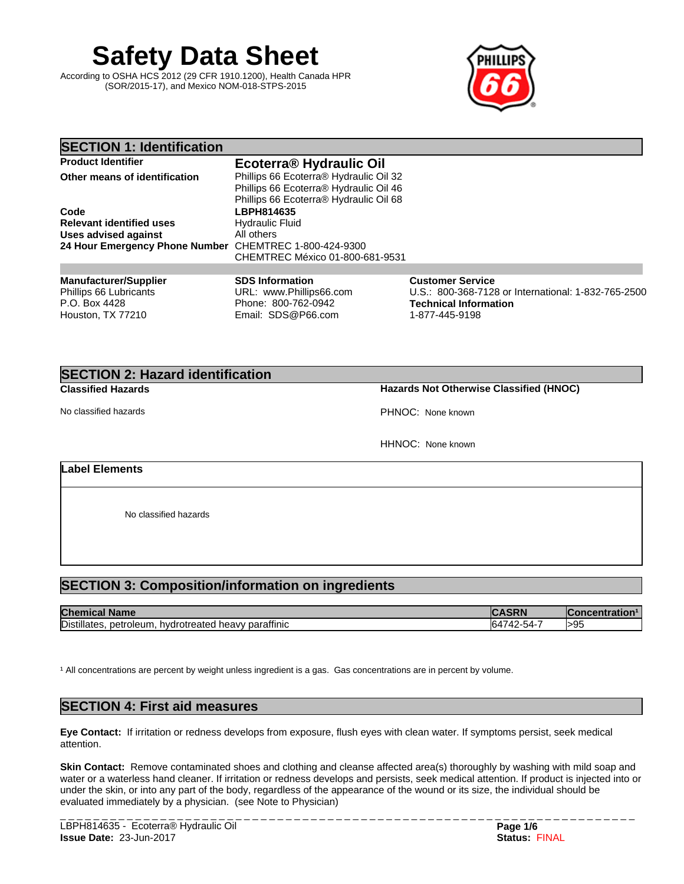# Safety Data Sheet

According to OSHA HCS 2012 (29 CFR 1910.1200), Health Canada HPR (SOR/2015-17), and Mexico NOM-018-STPS-2015

## SECTION 1: Identification

**Product Identifier** — **Ecoterra® Hydraulic Oil**

**Other means of identification** — Phillips 66 Ecoterra® Hydraulic Oil 32
Phillips 66 Ecoterra® Hydraulic Oil 46
Phillips 66 Ecoterra® Hydraulic Oil 68

**Code** — **LBPH814635**

**Relevant identified uses** — Hydraulic Fluid

**Uses advised against** — All others

**24 Hour Emergency Phone Number** — CHEMTREC 1-800-424-9300
CHEMTREC México 01-800-681-9531

**Manufacturer/Supplier**
Phillips 66 Lubricants
P.O. Box 4428
Houston, TX 77210

**SDS Information**
URL: www.Phillips66.com
Phone: 800-762-0942
Email: SDS@P66.com

**Customer Service**
U.S.: 800-368-7128 or International: 1-832-765-2500

**Technical Information**
1-877-445-9198

## SECTION 2: Hazard identification

**Classified Hazards**

No classified hazards

**Hazards Not Otherwise Classified (HNOC)**

PHNOC: None known

HHNOC: None known

**Label Elements**

No classified hazards

## SECTION 3: Composition/information on ingredients

| Chemical Name | CASRN | Concentration[1] |
|---|---|---|
| Distillates, petroleum, hydrotreated heavy paraffinic | 64742-54-7 | >95 |

[1] All concentrations are percent by weight unless ingredient is a gas. Gas concentrations are in percent by volume.

## SECTION 4: First aid measures

**Eye Contact:** If irritation or redness develops from exposure, flush eyes with clean water. If symptoms persist, seek medical attention.

**Skin Contact:** Remove contaminated shoes and clothing and cleanse affected area(s) thoroughly by washing with mild soap and water or a waterless hand cleaner. If irritation or redness develops and persists, seek medical attention. If product is injected into or under the skin, or into any part of the body, regardless of the appearance of the wound or its size, the individual should be evaluated immediately by a physician. (see Note to Physician)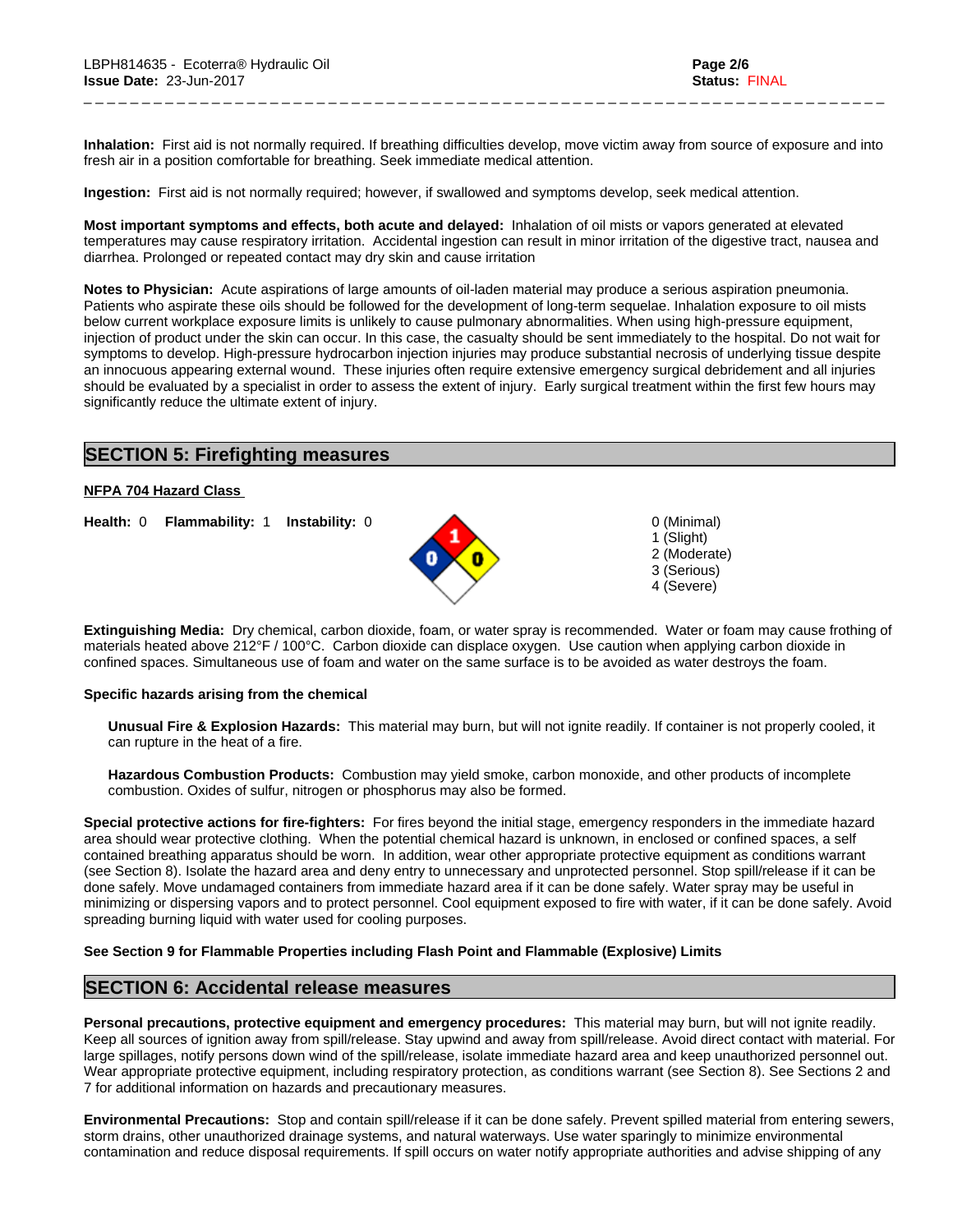**Inhalation:** First aid is not normally required. If breathing difficulties develop, move victim away from source of exposure and into fresh air in a position comfortable for breathing. Seek immediate medical attention.

**Ingestion:** First aid is not normally required; however, if swallowed and symptoms develop, seek medical attention.

**Most important symptoms and effects, both acute and delayed:** Inhalation of oil mists or vapors generated at elevated temperatures may cause respiratory irritation. Accidental ingestion can result in minor irritation of the digestive tract, nausea and diarrhea. Prolonged or repeated contact may dry skin and cause irritation

**Notes to Physician:** Acute aspirations of large amounts of oil-laden material may produce a serious aspiration pneumonia. Patients who aspirate these oils should be followed for the development of long-term sequelae. Inhalation exposure to oil mists below current workplace exposure limits is unlikely to cause pulmonary abnormalities. When using high-pressure equipment, injection of product under the skin can occur. In this case, the casualty should be sent immediately to the hospital. Do not wait for symptoms to develop. High-pressure hydrocarbon injection injuries may produce substantial necrosis of underlying tissue despite an innocuous appearing external wound. These injuries often require extensive emergency surgical debridement and all injuries should be evaluated by a specialist in order to assess the extent of injury. Early surgical treatment within the first few hours may significantly reduce the ultimate extent of injury.

## SECTION 5: Firefighting measures

**NFPA 704 Hazard Class**

**Health:** 0 **Flammability:** 1 **Instability:** 0

0 (Minimal)
1 (Slight)
2 (Moderate)
3 (Serious)
4 (Severe)

**Extinguishing Media:** Dry chemical, carbon dioxide, foam, or water spray is recommended. Water or foam may cause frothing of materials heated above 212°F / 100°C. Carbon dioxide can displace oxygen. Use caution when applying carbon dioxide in confined spaces. Simultaneous use of foam and water on the same surface is to be avoided as water destroys the foam.

**Specific hazards arising from the chemical**

**Unusual Fire & Explosion Hazards:** This material may burn, but will not ignite readily. If container is not properly cooled, it can rupture in the heat of a fire.

**Hazardous Combustion Products:** Combustion may yield smoke, carbon monoxide, and other products of incomplete combustion. Oxides of sulfur, nitrogen or phosphorus may also be formed.

**Special protective actions for fire-fighters:** For fires beyond the initial stage, emergency responders in the immediate hazard area should wear protective clothing. When the potential chemical hazard is unknown, in enclosed or confined spaces, a self contained breathing apparatus should be worn. In addition, wear other appropriate protective equipment as conditions warrant (see Section 8). Isolate the hazard area and deny entry to unnecessary and unprotected personnel. Stop spill/release if it can be done safely. Move undamaged containers from immediate hazard area if it can be done safely. Water spray may be useful in minimizing or dispersing vapors and to protect personnel. Cool equipment exposed to fire with water, if it can be done safely. Avoid spreading burning liquid with water used for cooling purposes.

**See Section 9 for Flammable Properties including Flash Point and Flammable (Explosive) Limits**

## SECTION 6: Accidental release measures

**Personal precautions, protective equipment and emergency procedures:** This material may burn, but will not ignite readily. Keep all sources of ignition away from spill/release. Stay upwind and away from spill/release. Avoid direct contact with material. For large spillages, notify persons down wind of the spill/release, isolate immediate hazard area and keep unauthorized personnel out. Wear appropriate protective equipment, including respiratory protection, as conditions warrant (see Section 8). See Sections 2 and 7 for additional information on hazards and precautionary measures.

**Environmental Precautions:** Stop and contain spill/release if it can be done safely. Prevent spilled material from entering sewers, storm drains, other unauthorized drainage systems, and natural waterways. Use water sparingly to minimize environmental contamination and reduce disposal requirements. If spill occurs on water notify appropriate authorities and advise shipping of any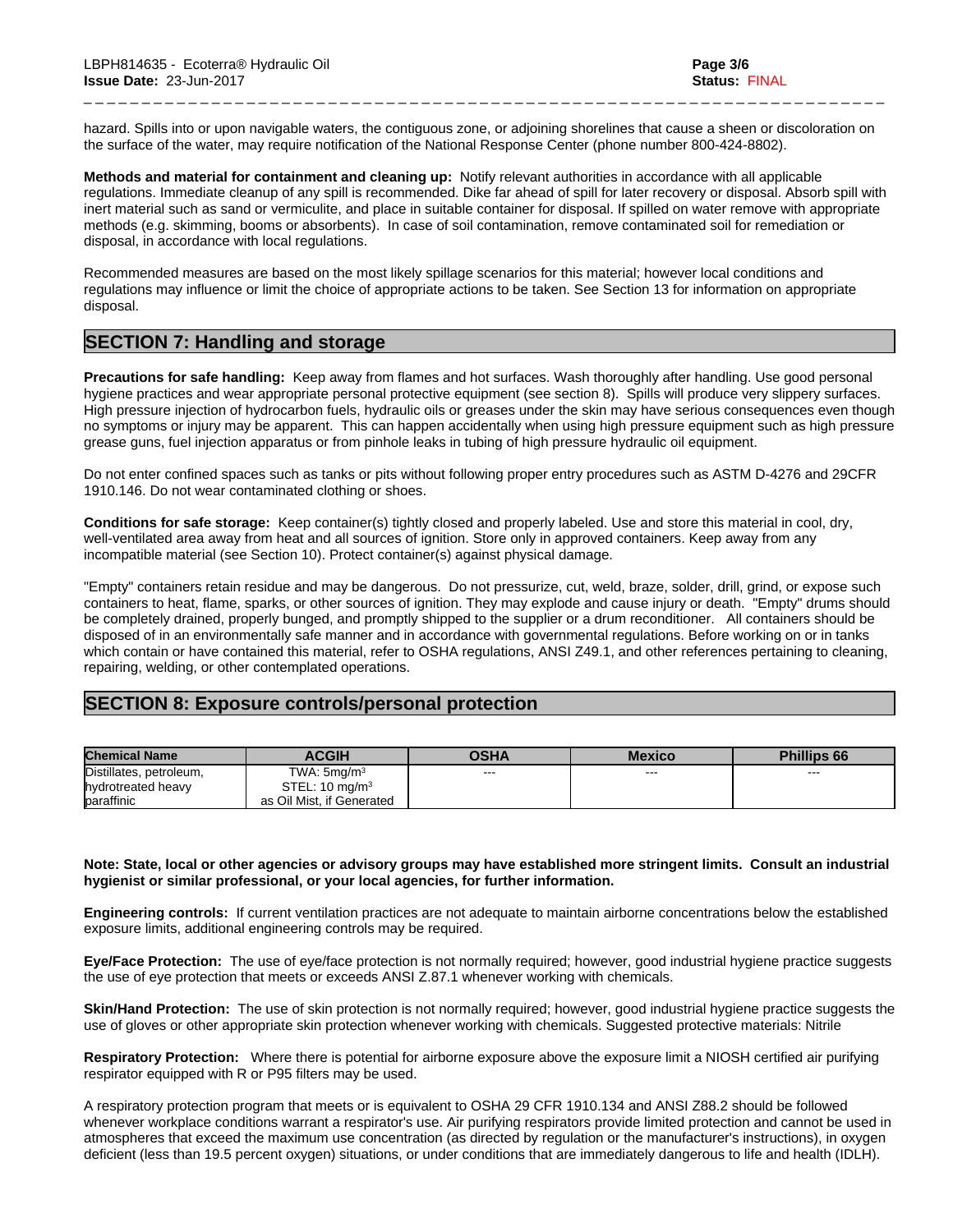hazard. Spills into or upon navigable waters, the contiguous zone, or adjoining shorelines that cause a sheen or discoloration on the surface of the water, may require notification of the National Response Center (phone number 800-424-8802).

**Methods and material for containment and cleaning up:** Notify relevant authorities in accordance with all applicable regulations. Immediate cleanup of any spill is recommended. Dike far ahead of spill for later recovery or disposal. Absorb spill with inert material such as sand or vermiculite, and place in suitable container for disposal. If spilled on water remove with appropriate methods (e.g. skimming, booms or absorbents). In case of soil contamination, remove contaminated soil for remediation or disposal, in accordance with local regulations.

Recommended measures are based on the most likely spillage scenarios for this material; however local conditions and regulations may influence or limit the choice of appropriate actions to be taken. See Section 13 for information on appropriate disposal.

## SECTION 7: Handling and storage

**Precautions for safe handling:** Keep away from flames and hot surfaces. Wash thoroughly after handling. Use good personal hygiene practices and wear appropriate personal protective equipment (see section 8). Spills will produce very slippery surfaces. High pressure injection of hydrocarbon fuels, hydraulic oils or greases under the skin may have serious consequences even though no symptoms or injury may be apparent. This can happen accidentally when using high pressure equipment such as high pressure grease guns, fuel injection apparatus or from pinhole leaks in tubing of high pressure hydraulic oil equipment.

Do not enter confined spaces such as tanks or pits without following proper entry procedures such as ASTM D-4276 and 29CFR 1910.146. Do not wear contaminated clothing or shoes.

**Conditions for safe storage:** Keep container(s) tightly closed and properly labeled. Use and store this material in cool, dry, well-ventilated area away from heat and all sources of ignition. Store only in approved containers. Keep away from any incompatible material (see Section 10). Protect container(s) against physical damage.

"Empty" containers retain residue and may be dangerous. Do not pressurize, cut, weld, braze, solder, drill, grind, or expose such containers to heat, flame, sparks, or other sources of ignition. They may explode and cause injury or death. "Empty" drums should be completely drained, properly bunged, and promptly shipped to the supplier or a drum reconditioner. All containers should be disposed of in an environmentally safe manner and in accordance with governmental regulations. Before working on or in tanks which contain or have contained this material, refer to OSHA regulations, ANSI Z49.1, and other references pertaining to cleaning, repairing, welding, or other contemplated operations.

## SECTION 8: Exposure controls/personal protection

| Chemical Name | ACGIH | OSHA | Mexico | Phillips 66 |
|---|---|---|---|---|
| Distillates, petroleum, hydrotreated heavy paraffinic | TWA: 5mg/m$^3$ STEL: 10 mg/m$^3$ as Oil Mist, if Generated | --- | --- | --- |

**Note: State, local or other agencies or advisory groups may have established more stringent limits. Consult an industrial hygienist or similar professional, or your local agencies, for further information.**

**Engineering controls:** If current ventilation practices are not adequate to maintain airborne concentrations below the established exposure limits, additional engineering controls may be required.

**Eye/Face Protection:** The use of eye/face protection is not normally required; however, good industrial hygiene practice suggests the use of eye protection that meets or exceeds ANSI Z.87.1 whenever working with chemicals.

**Skin/Hand Protection:** The use of skin protection is not normally required; however, good industrial hygiene practice suggests the use of gloves or other appropriate skin protection whenever working with chemicals. Suggested protective materials: Nitrile

**Respiratory Protection:** Where there is potential for airborne exposure above the exposure limit a NIOSH certified air purifying respirator equipped with R or P95 filters may be used.

A respiratory protection program that meets or is equivalent to OSHA 29 CFR 1910.134 and ANSI Z88.2 should be followed whenever workplace conditions warrant a respirator's use. Air purifying respirators provide limited protection and cannot be used in atmospheres that exceed the maximum use concentration (as directed by regulation or the manufacturer's instructions), in oxygen deficient (less than 19.5 percent oxygen) situations, or under conditions that are immediately dangerous to life and health (IDLH).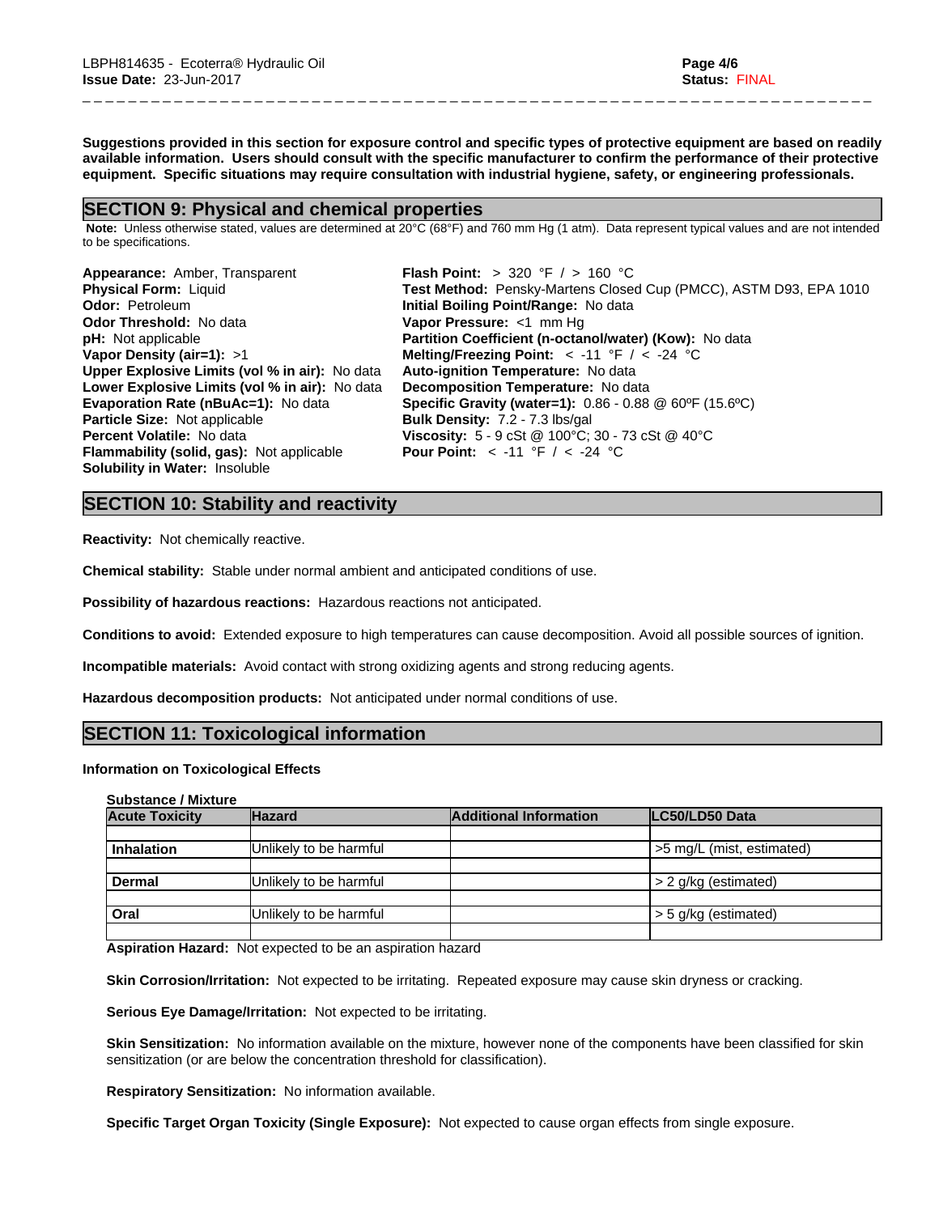**Suggestions provided in this section for exposure control and specific types of protective equipment are based on readily available information. Users should consult with the specific manufacturer to confirm the performance of their protective equipment. Specific situations may require consultation with industrial hygiene, safety, or engineering professionals.**

## SECTION 9: Physical and chemical properties

**Note:** Unless otherwise stated, values are determined at 20°C (68°F) and 760 mm Hg (1 atm). Data represent typical values and are not intended to be specifications.

**Appearance:** Amber, Transparent
**Physical Form:** Liquid
**Odor:** Petroleum
**Odor Threshold:** No data
**pH:** Not applicable
**Vapor Density (air=1):** >1
**Upper Explosive Limits (vol % in air):** No data
**Lower Explosive Limits (vol % in air):** No data
**Evaporation Rate (nBuAc=1):** No data
**Particle Size:** Not applicable
**Percent Volatile:** No data
**Flammability (solid, gas):** Not applicable
**Solubility in Water:** Insoluble

**Flash Point:** > 320 °F / > 160 °C
**Test Method:** Pensky-Martens Closed Cup (PMCC), ASTM D93, EPA 1010
**Initial Boiling Point/Range:** No data
**Vapor Pressure:** <1 mm Hg
**Partition Coefficient (n-octanol/water) (Kow):** No data
**Melting/Freezing Point:** < -11 °F / < -24 °C
**Auto-ignition Temperature:** No data
**Decomposition Temperature:** No data
**Specific Gravity (water=1):** 0.86 - 0.88 @ 60ºF (15.6ºC)
**Bulk Density:** 7.2 - 7.3 lbs/gal
**Viscosity:** 5 - 9 cSt @ 100°C; 30 - 73 cSt @ 40°C
**Pour Point:** < -11 °F / < -24 °C

## SECTION 10: Stability and reactivity

**Reactivity:** Not chemically reactive.

**Chemical stability:** Stable under normal ambient and anticipated conditions of use.

**Possibility of hazardous reactions:** Hazardous reactions not anticipated.

**Conditions to avoid:** Extended exposure to high temperatures can cause decomposition. Avoid all possible sources of ignition.

**Incompatible materials:** Avoid contact with strong oxidizing agents and strong reducing agents.

**Hazardous decomposition products:** Not anticipated under normal conditions of use.

## SECTION 11: Toxicological information

**Information on Toxicological Effects**

**Substance / Mixture**

| Acute Toxicity | Hazard | Additional Information | LC50/LD50 Data |
|---|---|---|---|
| | | | |
| **Inhalation** | Unlikely to be harmful | | >5 mg/L (mist, estimated) |
| | | | |
| **Dermal** | Unlikely to be harmful | | > 2 g/kg (estimated) |
| | | | |
| **Oral** | Unlikely to be harmful | | > 5 g/kg (estimated) |
| | | | |

**Aspiration Hazard:** Not expected to be an aspiration hazard

**Skin Corrosion/Irritation:** Not expected to be irritating. Repeated exposure may cause skin dryness or cracking.

**Serious Eye Damage/Irritation:** Not expected to be irritating.

**Skin Sensitization:** No information available on the mixture, however none of the components have been classified for skin sensitization (or are below the concentration threshold for classification).

**Respiratory Sensitization:** No information available.

**Specific Target Organ Toxicity (Single Exposure):** Not expected to cause organ effects from single exposure.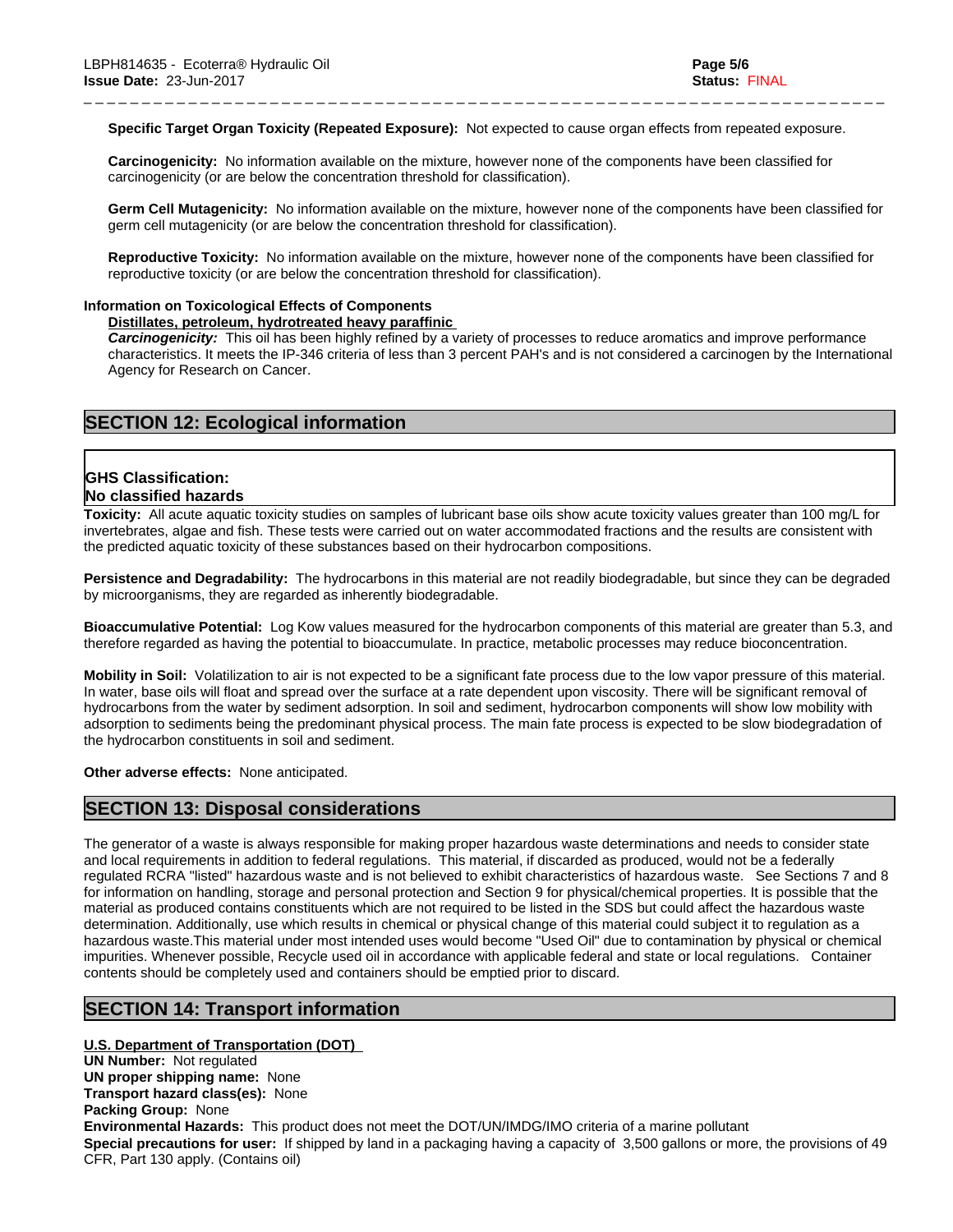**Specific Target Organ Toxicity (Repeated Exposure):** Not expected to cause organ effects from repeated exposure.

**Carcinogenicity:** No information available on the mixture, however none of the components have been classified for carcinogenicity (or are below the concentration threshold for classification).

**Germ Cell Mutagenicity:** No information available on the mixture, however none of the components have been classified for germ cell mutagenicity (or are below the concentration threshold for classification).

**Reproductive Toxicity:** No information available on the mixture, however none of the components have been classified for reproductive toxicity (or are below the concentration threshold for classification).

**Information on Toxicological Effects of Components**

**Distillates, petroleum, hydrotreated heavy paraffinic**

***Carcinogenicity:*** This oil has been highly refined by a variety of processes to reduce aromatics and improve performance characteristics. It meets the IP-346 criteria of less than 3 percent PAH's and is not considered a carcinogen by the International Agency for Research on Cancer.

## SECTION 12: Ecological information

**GHS Classification:**
**No classified hazards**

**Toxicity:** All acute aquatic toxicity studies on samples of lubricant base oils show acute toxicity values greater than 100 mg/L for invertebrates, algae and fish. These tests were carried out on water accommodated fractions and the results are consistent with the predicted aquatic toxicity of these substances based on their hydrocarbon compositions.

**Persistence and Degradability:** The hydrocarbons in this material are not readily biodegradable, but since they can be degraded by microorganisms, they are regarded as inherently biodegradable.

**Bioaccumulative Potential:** Log Kow values measured for the hydrocarbon components of this material are greater than 5.3, and therefore regarded as having the potential to bioaccumulate. In practice, metabolic processes may reduce bioconcentration.

**Mobility in Soil:** Volatilization to air is not expected to be a significant fate process due to the low vapor pressure of this material. In water, base oils will float and spread over the surface at a rate dependent upon viscosity. There will be significant removal of hydrocarbons from the water by sediment adsorption. In soil and sediment, hydrocarbon components will show low mobility with adsorption to sediments being the predominant physical process. The main fate process is expected to be slow biodegradation of the hydrocarbon constituents in soil and sediment.

**Other adverse effects:** None anticipated.

## SECTION 13: Disposal considerations

The generator of a waste is always responsible for making proper hazardous waste determinations and needs to consider state and local requirements in addition to federal regulations. This material, if discarded as produced, would not be a federally regulated RCRA "listed" hazardous waste and is not believed to exhibit characteristics of hazardous waste. See Sections 7 and 8 for information on handling, storage and personal protection and Section 9 for physical/chemical properties. It is possible that the material as produced contains constituents which are not required to be listed in the SDS but could affect the hazardous waste determination. Additionally, use which results in chemical or physical change of this material could subject it to regulation as a hazardous waste.This material under most intended uses would become "Used Oil" due to contamination by physical or chemical impurities. Whenever possible, Recycle used oil in accordance with applicable federal and state or local regulations. Container contents should be completely used and containers should be emptied prior to discard.

## SECTION 14: Transport information

**U.S. Department of Transportation (DOT)**

**UN Number:** Not regulated
**UN proper shipping name:** None
**Transport hazard class(es):** None
**Packing Group:** None
**Environmental Hazards:** This product does not meet the DOT/UN/IMDG/IMO criteria of a marine pollutant
**Special precautions for user:** If shipped by land in a packaging having a capacity of 3,500 gallons or more, the provisions of 49 CFR, Part 130 apply. (Contains oil)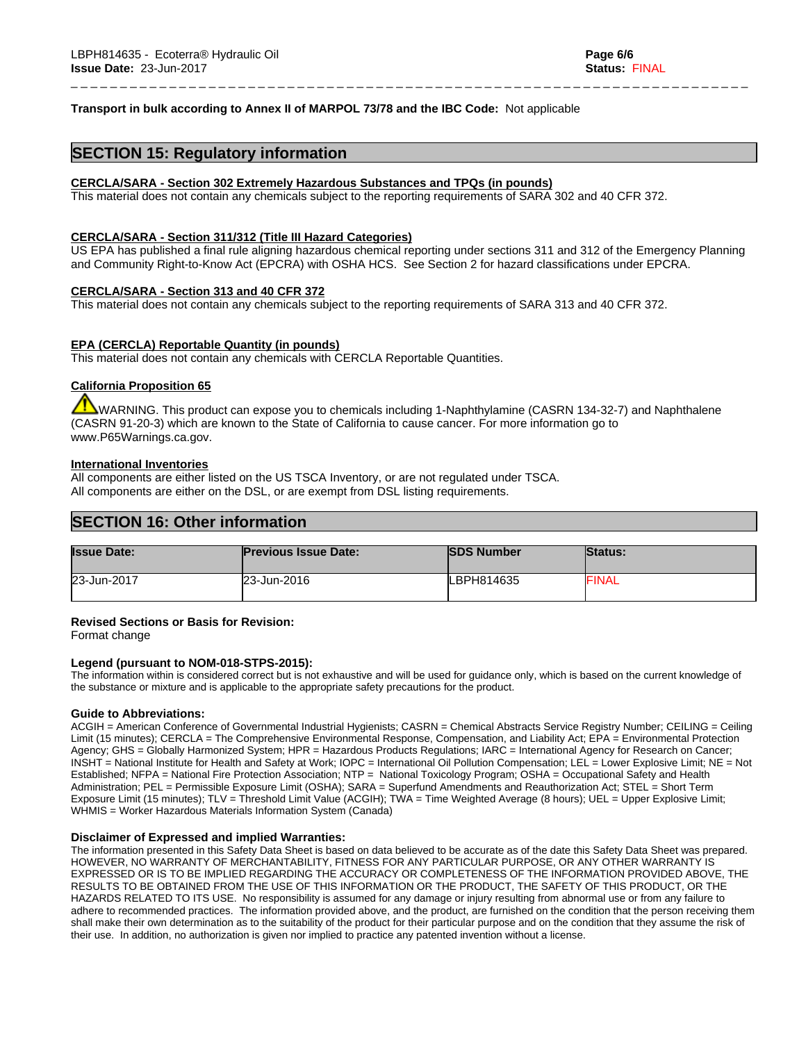**Transport in bulk according to Annex II of MARPOL 73/78 and the IBC Code:** Not applicable

## SECTION 15: Regulatory information

**CERCLA/SARA - Section 302 Extremely Hazardous Substances and TPQs (in pounds)**
This material does not contain any chemicals subject to the reporting requirements of SARA 302 and 40 CFR 372.

**CERCLA/SARA - Section 311/312 (Title III Hazard Categories)**
US EPA has published a final rule aligning hazardous chemical reporting under sections 311 and 312 of the Emergency Planning and Community Right-to-Know Act (EPCRA) with OSHA HCS. See Section 2 for hazard classifications under EPCRA.

**CERCLA/SARA - Section 313 and 40 CFR 372**
This material does not contain any chemicals subject to the reporting requirements of SARA 313 and 40 CFR 372.

**EPA (CERCLA) Reportable Quantity (in pounds)**
This material does not contain any chemicals with CERCLA Reportable Quantities.

**California Proposition 65**

WARNING. This product can expose you to chemicals including 1-Naphthylamine (CASRN 134-32-7) and Naphthalene (CASRN 91-20-3) which are known to the State of California to cause cancer. For more information go to www.P65Warnings.ca.gov.

**International Inventories**
All components are either listed on the US TSCA Inventory, or are not regulated under TSCA.
All components are either on the DSL, or are exempt from DSL listing requirements.

## SECTION 16: Other information

| Issue Date: | Previous Issue Date: | SDS Number | Status: |
|---|---|---|---|
| 23-Jun-2017 | 23-Jun-2016 | LBPH814635 | FINAL |

**Revised Sections or Basis for Revision:**
Format change

**Legend (pursuant to NOM-018-STPS-2015):**
The information within is considered correct but is not exhaustive and will be used for guidance only, which is based on the current knowledge of the substance or mixture and is applicable to the appropriate safety precautions for the product.

**Guide to Abbreviations:**
ACGIH = American Conference of Governmental Industrial Hygienists; CASRN = Chemical Abstracts Service Registry Number; CEILING = Ceiling Limit (15 minutes); CERCLA = The Comprehensive Environmental Response, Compensation, and Liability Act; EPA = Environmental Protection Agency; GHS = Globally Harmonized System; HPR = Hazardous Products Regulations; IARC = International Agency for Research on Cancer; INSHT = National Institute for Health and Safety at Work; IOPC = International Oil Pollution Compensation; LEL = Lower Explosive Limit; NE = Not Established; NFPA = National Fire Protection Association; NTP = National Toxicology Program; OSHA = Occupational Safety and Health Administration; PEL = Permissible Exposure Limit (OSHA); SARA = Superfund Amendments and Reauthorization Act; STEL = Short Term Exposure Limit (15 minutes); TLV = Threshold Limit Value (ACGIH); TWA = Time Weighted Average (8 hours); UEL = Upper Explosive Limit; WHMIS = Worker Hazardous Materials Information System (Canada)

**Disclaimer of Expressed and implied Warranties:**
The information presented in this Safety Data Sheet is based on data believed to be accurate as of the date this Safety Data Sheet was prepared. HOWEVER, NO WARRANTY OF MERCHANTABILITY, FITNESS FOR ANY PARTICULAR PURPOSE, OR ANY OTHER WARRANTY IS EXPRESSED OR IS TO BE IMPLIED REGARDING THE ACCURACY OR COMPLETENESS OF THE INFORMATION PROVIDED ABOVE, THE RESULTS TO BE OBTAINED FROM THE USE OF THIS INFORMATION OR THE PRODUCT, THE SAFETY OF THIS PRODUCT, OR THE HAZARDS RELATED TO ITS USE. No responsibility is assumed for any damage or injury resulting from abnormal use or from any failure to adhere to recommended practices. The information provided above, and the product, are furnished on the condition that the person receiving them shall make their own determination as to the suitability of the product for their particular purpose and on the condition that they assume the risk of their use. In addition, no authorization is given nor implied to practice any patented invention without a license.